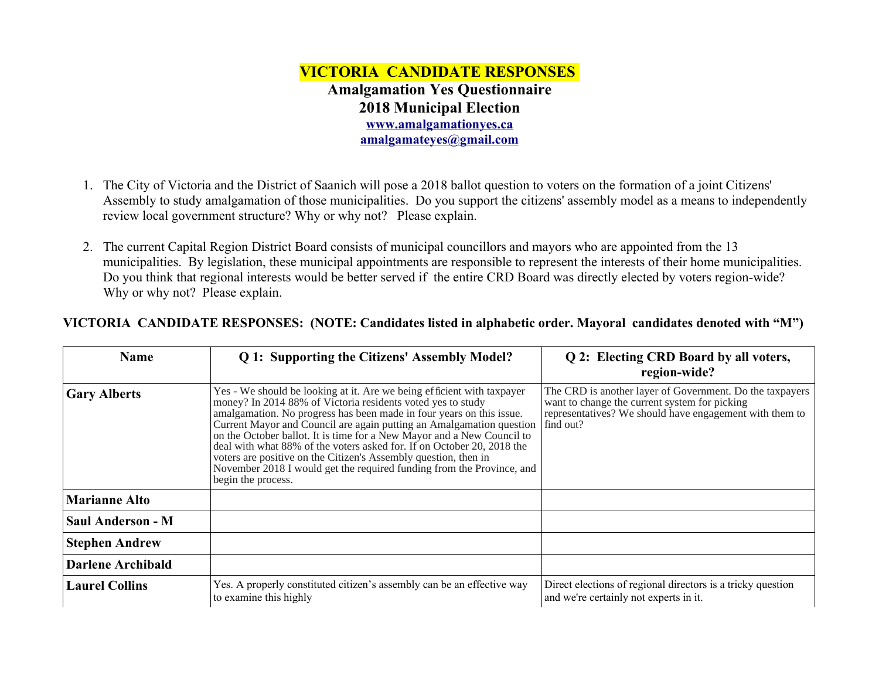# VICTORIA CANDIDATE RESPONSES

## Amalgamation Yes Questionnaire

## 2018 Municipal Election

**www.amalgamationyes.ca**

**amalgamateyes@gmail.com**

1. The City of Victoria and the District of Saanich will pose a 2018 ballot question to voters on the formation of a joint Citizens' Assembly to study amalgamation of those municipalities. Do you support the citizens' assembly model as a means to independently review local government structure? Why or why not? Please explain.

2. The current Capital Region District Board consists of municipal councillors and mayors who are appointed from the 13 municipalities. By legislation, these municipal appointments are responsible to represent the interests of their home municipalities. Do you think that regional interests would be better served if the entire CRD Board was directly elected by voters region-wide? Why or why not? Please explain.

**VICTORIA CANDIDATE RESPONSES: (NOTE: Candidates listed in alphabetic order. Mayoral candidates denoted with "M")**

| Name | Q 1: Supporting the Citizens' Assembly Model? | Q 2: Electing CRD Board by all voters, region-wide? |
|---|---|---|
| **Gary Alberts** | Yes - We should be looking at it. Are we being efficient with taxpayer money? In 2014 88% of Victoria residents voted yes to study amalgamation. No progress has been made in four years on this issue. Current Mayor and Council are again putting an Amalgamation question on the October ballot. It is time for a New Mayor and a New Council to deal with what 88% of the voters asked for. If on October 20, 2018 the voters are positive on the Citizen's Assembly question, then in November 2018 I would get the required funding from the Province, and begin the process. | The CRD is another layer of Government. Do the taxpayers want to change the current system for picking representatives? We should have engagement with them to find out? |
| **Marianne Alto** | | |
| **Saul Anderson - M** | | |
| **Stephen Andrew** | | |
| **Darlene Archibald** | | |
| **Laurel Collins** | Yes. A properly constituted citizen's assembly can be an effective way to examine this highly | Direct elections of regional directors is a tricky question and we're certainly not experts in it. |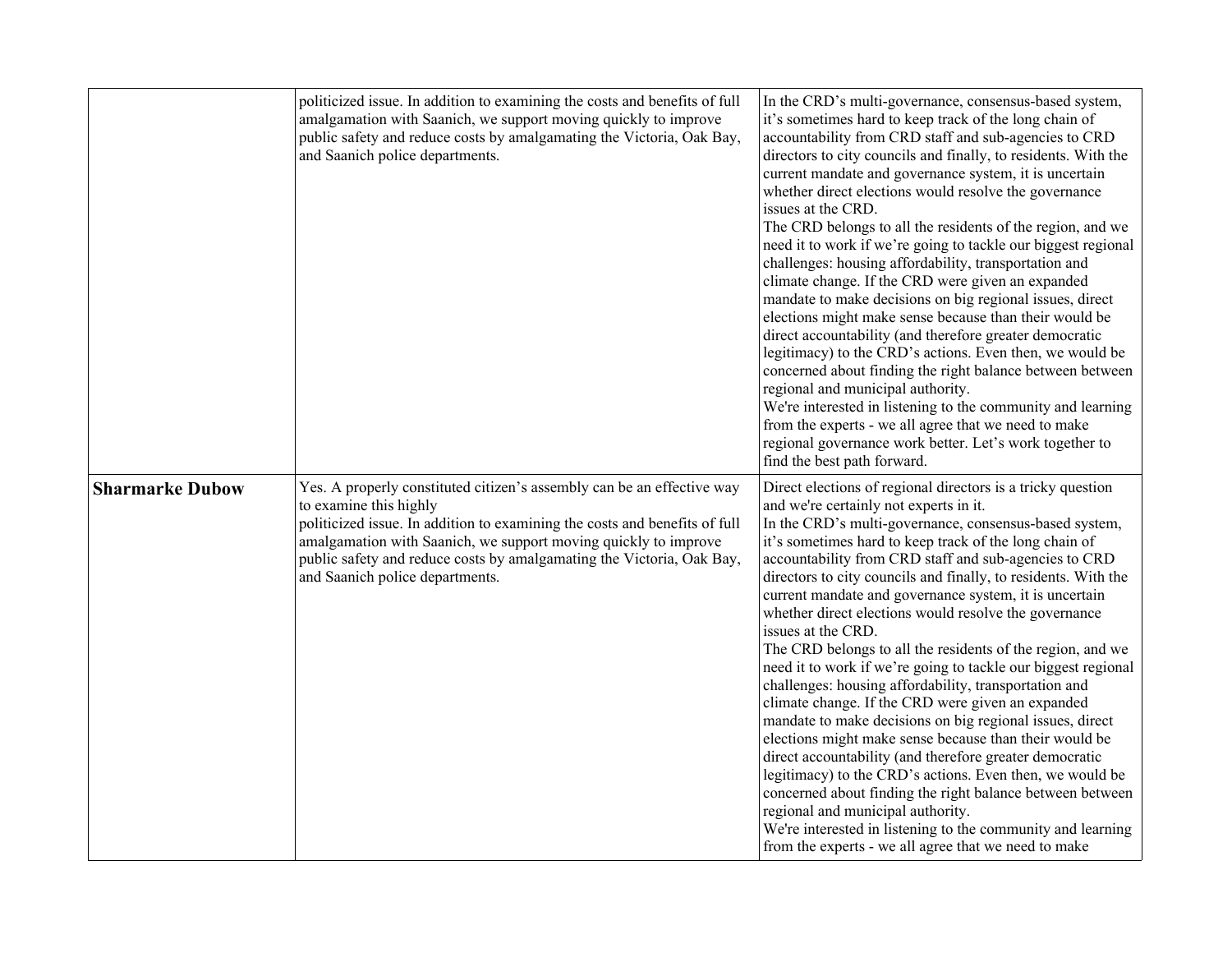| | | |
|---|---|---|
| | politicized issue. In addition to examining the costs and benefits of full amalgamation with Saanich, we support moving quickly to improve public safety and reduce costs by amalgamating the Victoria, Oak Bay, and Saanich police departments. | In the CRD's multi-governance, consensus-based system, it's sometimes hard to keep track of the long chain of accountability from CRD staff and sub-agencies to CRD directors to city councils and finally, to residents. With the current mandate and governance system, it is uncertain whether direct elections would resolve the governance issues at the CRD.<br>The CRD belongs to all the residents of the region, and we need it to work if we're going to tackle our biggest regional challenges: housing affordability, transportation and climate change. If the CRD were given an expanded mandate to make decisions on big regional issues, direct elections might make sense because than their would be direct accountability (and therefore greater democratic legitimacy) to the CRD's actions. Even then, we would be concerned about finding the right balance between between regional and municipal authority.<br>We're interested in listening to the community and learning from the experts - we all agree that we need to make regional governance work better. Let's work together to find the best path forward. |
| **Sharmarke Dubow** | Yes. A properly constituted citizen's assembly can be an effective way to examine this highly<br>politicized issue. In addition to examining the costs and benefits of full amalgamation with Saanich, we support moving quickly to improve public safety and reduce costs by amalgamating the Victoria, Oak Bay, and Saanich police departments. | Direct elections of regional directors is a tricky question and we're certainly not experts in it.<br>In the CRD's multi-governance, consensus-based system, it's sometimes hard to keep track of the long chain of accountability from CRD staff and sub-agencies to CRD directors to city councils and finally, to residents. With the current mandate and governance system, it is uncertain whether direct elections would resolve the governance issues at the CRD.<br>The CRD belongs to all the residents of the region, and we need it to work if we're going to tackle our biggest regional challenges: housing affordability, transportation and climate change. If the CRD were given an expanded mandate to make decisions on big regional issues, direct elections might make sense because than their would be direct accountability (and therefore greater democratic legitimacy) to the CRD's actions. Even then, we would be concerned about finding the right balance between between regional and municipal authority.<br>We're interested in listening to the community and learning from the experts - we all agree that we need to make |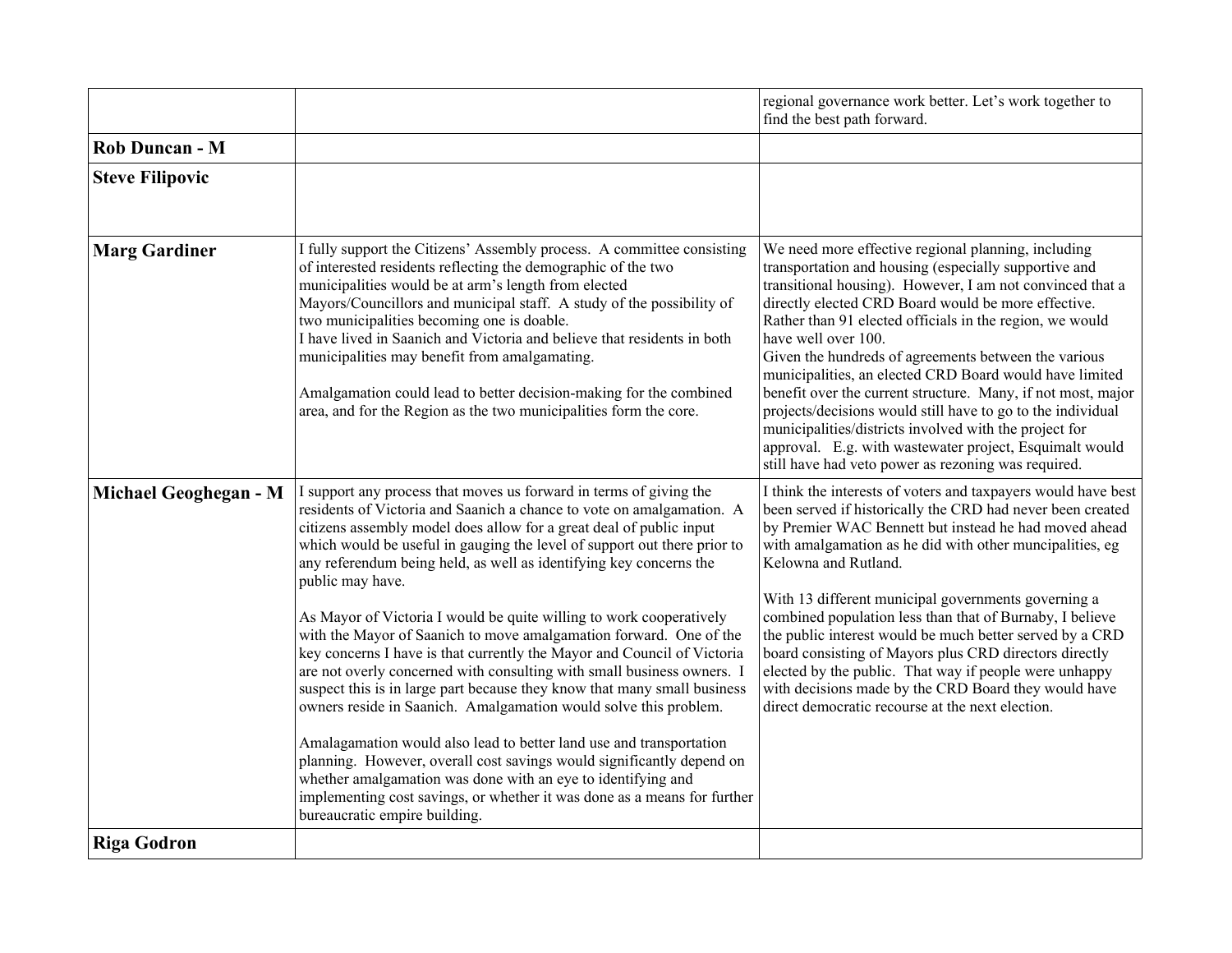| | | |
|---|---|---|
| | | regional governance work better. Let's work together to find the best path forward. |
| **Rob Duncan - M** | | |
| **Steve Filipovic** | | |
| **Marg Gardiner** | I fully support the Citizens' Assembly process. A committee consisting of interested residents reflecting the demographic of the two municipalities would be at arm's length from elected Mayors/Councillors and municipal staff. A study of the possibility of two municipalities becoming one is doable.<br>I have lived in Saanich and Victoria and believe that residents in both municipalities may benefit from amalgamating.<br><br>Amalgamation could lead to better decision-making for the combined area, and for the Region as the two municipalities form the core. | We need more effective regional planning, including transportation and housing (especially supportive and transitional housing). However, I am not convinced that a directly elected CRD Board would be more effective. Rather than 91 elected officials in the region, we would have well over 100.<br>Given the hundreds of agreements between the various municipalities, an elected CRD Board would have limited benefit over the current structure. Many, if not most, major projects/decisions would still have to go to the individual municipalities/districts involved with the project for approval. E.g. with wastewater project, Esquimalt would still have had veto power as rezoning was required. |
| **Michael Geoghegan - M** | I support any process that moves us forward in terms of giving the residents of Victoria and Saanich a chance to vote on amalgamation. A citizens assembly model does allow for a great deal of public input which would be useful in gauging the level of support out there prior to any referendum being held, as well as identifying key concerns the public may have.<br><br>As Mayor of Victoria I would be quite willing to work cooperatively with the Mayor of Saanich to move amalgamation forward. One of the key concerns I have is that currently the Mayor and Council of Victoria are not overly concerned with consulting with small business owners. I suspect this is in large part because they know that many small business owners reside in Saanich. Amalgamation would solve this problem.<br><br>Amalagamation would also lead to better land use and transportation planning. However, overall cost savings would significantly depend on whether amalgamation was done with an eye to identifying and implementing cost savings, or whether it was done as a means for further bureaucratic empire building. | I think the interests of voters and taxpayers would have best been served if historically the CRD had never been created by Premier WAC Bennett but instead he had moved ahead with amalgamation as he did with other muncipalities, eg Kelowna and Rutland.<br><br>With 13 different municipal governments governing a combined population less than that of Burnaby, I believe the public interest would be much better served by a CRD board consisting of Mayors plus CRD directors directly elected by the public. That way if people were unhappy with decisions made by the CRD Board they would have direct democratic recourse at the next election. |
| **Riga Godron** | | |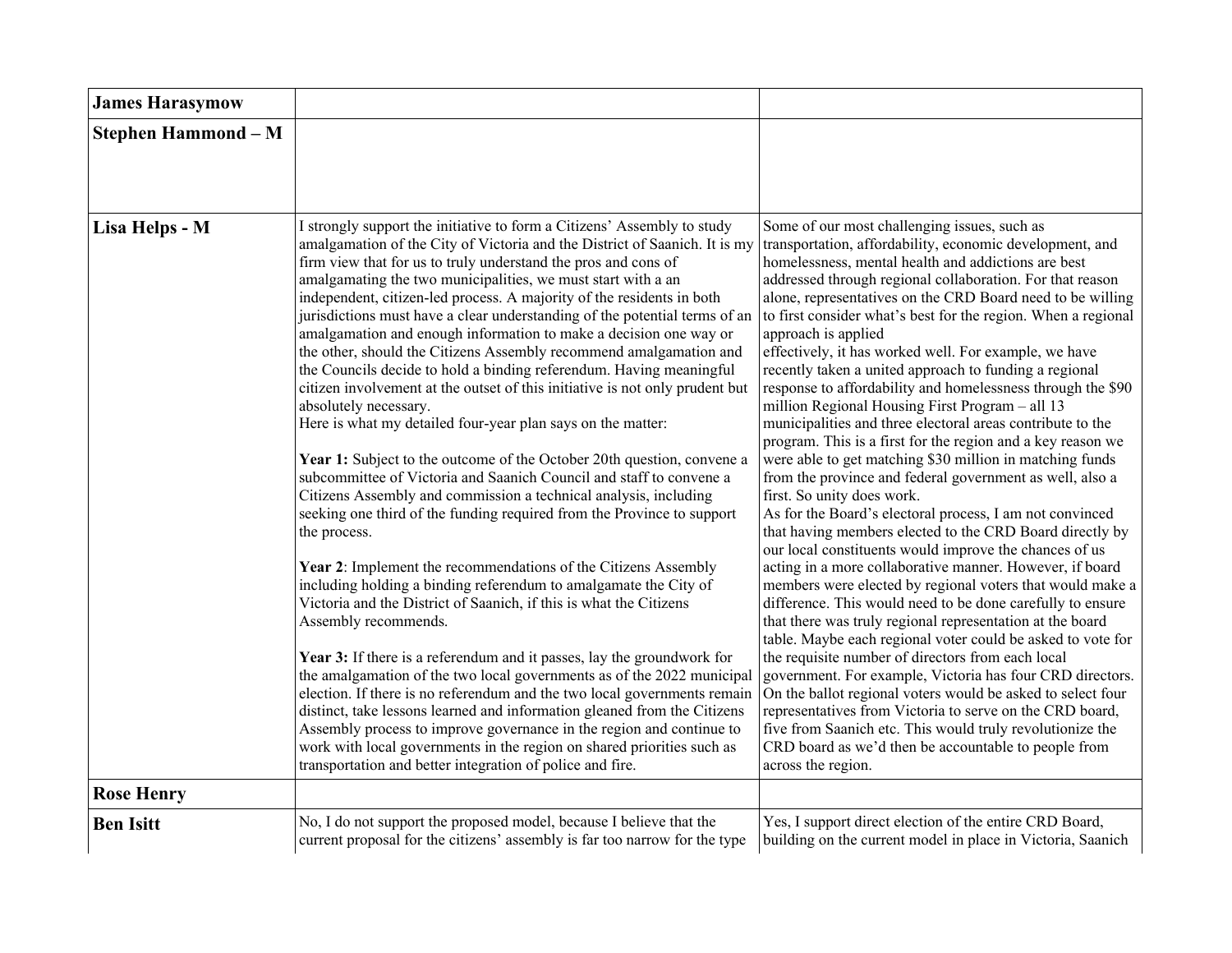| | | |
|---|---|---|
| **James Harasymow** | | |
| **Stephen Hammond – M** | | |
| **Lisa Helps - M** | I strongly support the initiative to form a Citizens' Assembly to study amalgamation of the City of Victoria and the District of Saanich. It is my firm view that for us to truly understand the pros and cons of amalgamating the two municipalities, we must start with a an independent, citizen-led process. A majority of the residents in both jurisdictions must have a clear understanding of the potential terms of an amalgamation and enough information to make a decision one way or the other, should the Citizens Assembly recommend amalgamation and the Councils decide to hold a binding referendum. Having meaningful citizen involvement at the outset of this initiative is not only prudent but absolutely necessary.<br>Here is what my detailed four-year plan says on the matter:<br><br>**Year 1:** Subject to the outcome of the October 20th question, convene a subcommittee of Victoria and Saanich Council and staff to convene a Citizens Assembly and commission a technical analysis, including seeking one third of the funding required from the Province to support the process.<br><br>**Year 2**: Implement the recommendations of the Citizens Assembly including holding a binding referendum to amalgamate the City of Victoria and the District of Saanich, if this is what the Citizens Assembly recommends.<br><br>**Year 3:** If there is a referendum and it passes, lay the groundwork for the amalgamation of the two local governments as of the 2022 municipal election. If there is no referendum and the two local governments remain distinct, take lessons learned and information gleaned from the Citizens Assembly process to improve governance in the region and continue to work with local governments in the region on shared priorities such as transportation and better integration of police and fire. | Some of our most challenging issues, such as transportation, affordability, economic development, and homelessness, mental health and addictions are best addressed through regional collaboration. For that reason alone, representatives on the CRD Board need to be willing to first consider what's best for the region. When a regional approach is applied<br>effectively, it has worked well. For example, we have recently taken a united approach to funding a regional response to affordability and homelessness through the $90 million Regional Housing First Program – all 13 municipalities and three electoral areas contribute to the program. This is a first for the region and a key reason we were able to get matching $30 million in matching funds from the province and federal government as well, also a first. So unity does work.<br>As for the Board's electoral process, I am not convinced that having members elected to the CRD Board directly by our local constituents would improve the chances of us acting in a more collaborative manner. However, if board members were elected by regional voters that would make a difference. This would need to be done carefully to ensure that there was truly regional representation at the board table. Maybe each regional voter could be asked to vote for the requisite number of directors from each local government. For example, Victoria has four CRD directors. On the ballot regional voters would be asked to select four representatives from Victoria to serve on the CRD board, five from Saanich etc. This would truly revolutionize the CRD board as we'd then be accountable to people from across the region. |
| **Rose Henry** | | |
| **Ben Isitt** | No, I do not support the proposed model, because I believe that the current proposal for the citizens' assembly is far too narrow for the type | Yes, I support direct election of the entire CRD Board, building on the current model in place in Victoria, Saanich |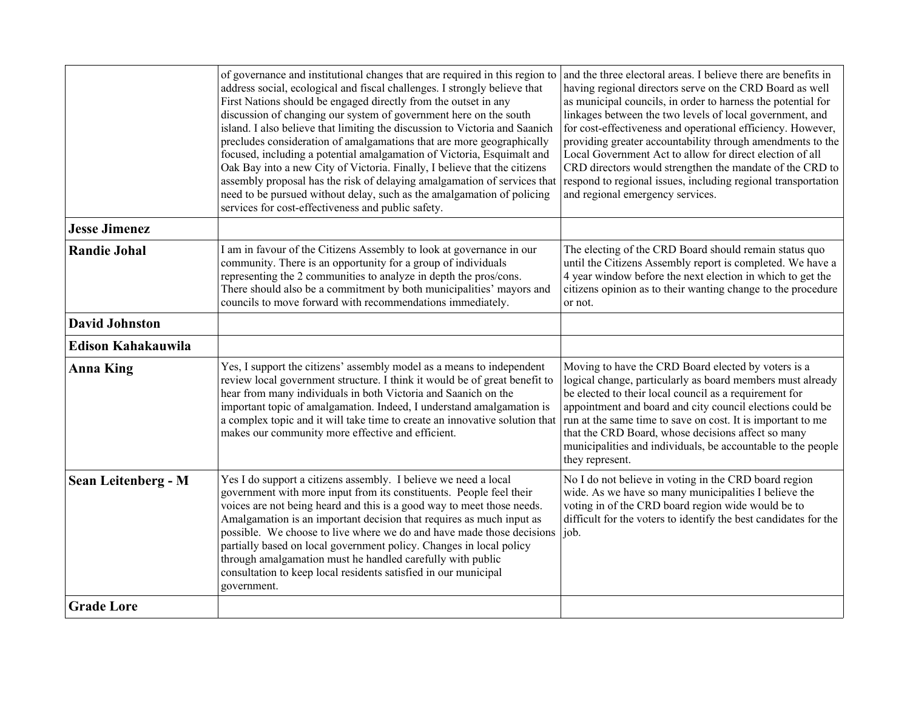| | | |
|---|---|---|
| | of governance and institutional changes that are required in this region to address social, ecological and fiscal challenges. I strongly believe that First Nations should be engaged directly from the outset in any discussion of changing our system of government here on the south island. I also believe that limiting the discussion to Victoria and Saanich precludes consideration of amalgamations that are more geographically focused, including a potential amalgamation of Victoria, Esquimalt and Oak Bay into a new City of Victoria. Finally, I believe that the citizens assembly proposal has the risk of delaying amalgamation of services that need to be pursued without delay, such as the amalgamation of policing services for cost-effectiveness and public safety. | and the three electoral areas. I believe there are benefits in having regional directors serve on the CRD Board as well as municipal councils, in order to harness the potential for linkages between the two levels of local government, and for cost-effectiveness and operational efficiency. However, providing greater accountability through amendments to the Local Government Act to allow for direct election of all CRD directors would strengthen the mandate of the CRD to respond to regional issues, including regional transportation and regional emergency services. |
| **Jesse Jimenez** | | |
| **Randie Johal** | I am in favour of the Citizens Assembly to look at governance in our community. There is an opportunity for a group of individuals representing the 2 communities to analyze in depth the pros/cons. There should also be a commitment by both municipalities' mayors and councils to move forward with recommendations immediately. | The electing of the CRD Board should remain status quo until the Citizens Assembly report is completed. We have a 4 year window before the next election in which to get the citizens opinion as to their wanting change to the procedure or not. |
| **David Johnston** | | |
| **Edison Kahakauwila** | | |
| **Anna King** | Yes, I support the citizens' assembly model as a means to independent review local government structure. I think it would be of great benefit to hear from many individuals in both Victoria and Saanich on the important topic of amalgamation. Indeed, I understand amalgamation is a complex topic and it will take time to create an innovative solution that makes our community more effective and efficient. | Moving to have the CRD Board elected by voters is a logical change, particularly as board members must already be elected to their local council as a requirement for appointment and board and city council elections could be run at the same time to save on cost. It is important to me that the CRD Board, whose decisions affect so many municipalities and individuals, be accountable to the people they represent. |
| **Sean Leitenberg - M** | Yes I do support a citizens assembly. I believe we need a local government with more input from its constituents. People feel their voices are not being heard and this is a good way to meet those needs. Amalgamation is an important decision that requires as much input as possible. We choose to live where we do and have made those decisions partially based on local government policy. Changes in local policy through amalgamation must he handled carefully with public consultation to keep local residents satisfied in our municipal government. | No I do not believe in voting in the CRD board region wide. As we have so many municipalities I believe the voting in of the CRD board region wide would be to difficult for the voters to identify the best candidates for the job. |
| **Grade Lore** | | |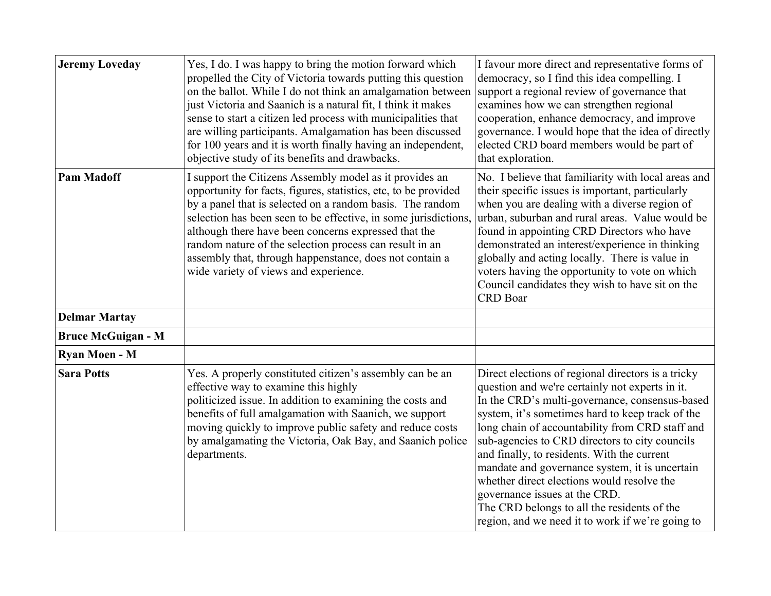| | | |
|---|---|---|
| **Jeremy Loveday** | Yes, I do. I was happy to bring the motion forward which propelled the City of Victoria towards putting this question on the ballot. While I do not think an amalgamation between just Victoria and Saanich is a natural fit, I think it makes sense to start a citizen led process with municipalities that are willing participants. Amalgamation has been discussed for 100 years and it is worth finally having an independent, objective study of its benefits and drawbacks. | I favour more direct and representative forms of democracy, so I find this idea compelling. I support a regional review of governance that examines how we can strengthen regional cooperation, enhance democracy, and improve governance. I would hope that the idea of directly elected CRD board members would be part of that exploration. |
| **Pam Madoff** | I support the Citizens Assembly model as it provides an opportunity for facts, figures, statistics, etc, to be provided by a panel that is selected on a random basis. The random selection has been seen to be effective, in some jurisdictions, although there have been concerns expressed that the random nature of the selection process can result in an assembly that, through happenstance, does not contain a wide variety of views and experience. | No. I believe that familiarity with local areas and their specific issues is important, particularly when you are dealing with a diverse region of urban, suburban and rural areas. Value would be found in appointing CRD Directors who have demonstrated an interest/experience in thinking globally and acting locally. There is value in voters having the opportunity to vote on which Council candidates they wish to have sit on the CRD Boar |
| **Delmar Martay** | | |
| **Bruce McGuigan - M** | | |
| **Ryan Moen - M** | | |
| **Sara Potts** | Yes. A properly constituted citizen's assembly can be an effective way to examine this highly politicized issue. In addition to examining the costs and benefits of full amalgamation with Saanich, we support moving quickly to improve public safety and reduce costs by amalgamating the Victoria, Oak Bay, and Saanich police departments. | Direct elections of regional directors is a tricky question and we're certainly not experts in it. In the CRD's multi-governance, consensus-based system, it's sometimes hard to keep track of the long chain of accountability from CRD staff and sub-agencies to CRD directors to city councils and finally, to residents. With the current mandate and governance system, it is uncertain whether direct elections would resolve the governance issues at the CRD. The CRD belongs to all the residents of the region, and we need it to work if we're going to |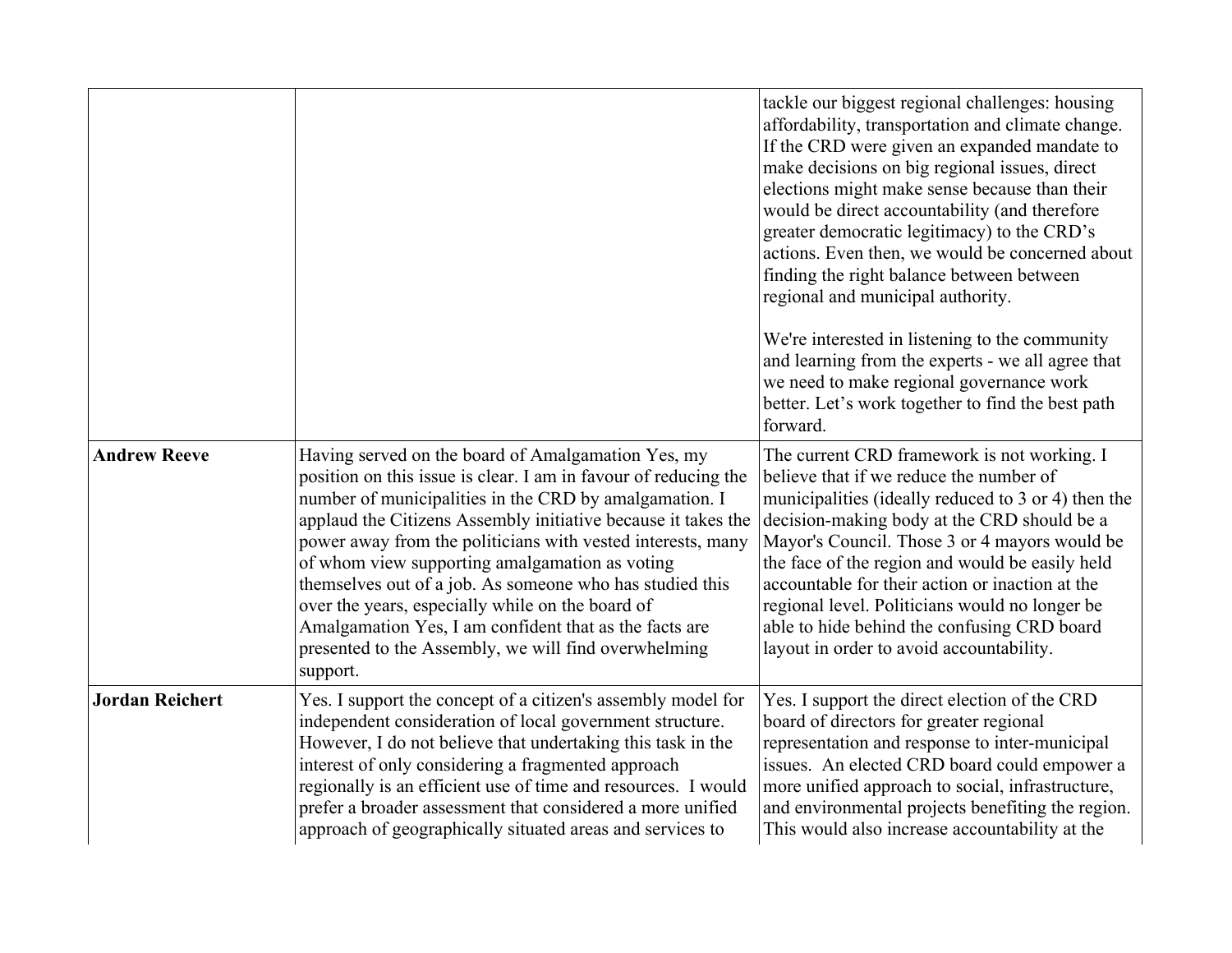| | | |
|---|---|---|
| | | tackle our biggest regional challenges: housing affordability, transportation and climate change. If the CRD were given an expanded mandate to make decisions on big regional issues, direct elections might make sense because than their would be direct accountability (and therefore greater democratic legitimacy) to the CRD's actions. Even then, we would be concerned about finding the right balance between between regional and municipal authority.<br><br>We're interested in listening to the community and learning from the experts - we all agree that we need to make regional governance work better. Let's work together to find the best path forward. |
| **Andrew Reeve** | Having served on the board of Amalgamation Yes, my position on this issue is clear. I am in favour of reducing the number of municipalities in the CRD by amalgamation. I applaud the Citizens Assembly initiative because it takes the power away from the politicians with vested interests, many of whom view supporting amalgamation as voting themselves out of a job. As someone who has studied this over the years, especially while on the board of Amalgamation Yes, I am confident that as the facts are presented to the Assembly, we will find overwhelming support. | The current CRD framework is not working. I believe that if we reduce the number of municipalities (ideally reduced to 3 or 4) then the decision-making body at the CRD should be a Mayor's Council. Those 3 or 4 mayors would be the face of the region and would be easily held accountable for their action or inaction at the regional level. Politicians would no longer be able to hide behind the confusing CRD board layout in order to avoid accountability. |
| **Jordan Reichert** | Yes. I support the concept of a citizen's assembly model for independent consideration of local government structure. However, I do not believe that undertaking this task in the interest of only considering a fragmented approach regionally is an efficient use of time and resources. I would prefer a broader assessment that considered a more unified approach of geographically situated areas and services to | Yes. I support the direct election of the CRD board of directors for greater regional representation and response to inter-municipal issues. An elected CRD board could empower a more unified approach to social, infrastructure, and environmental projects benefiting the region. This would also increase accountability at the |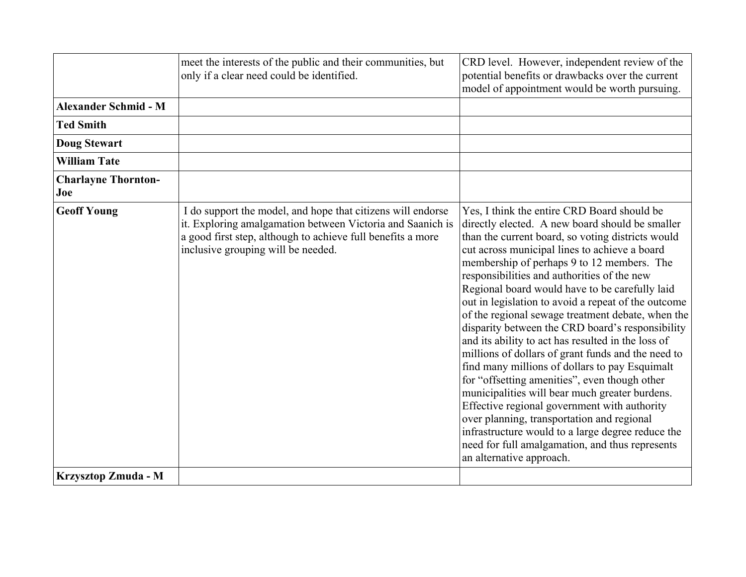| | | |
|---|---|---|
| | meet the interests of the public and their communities, but only if a clear need could be identified. | CRD level. However, independent review of the potential benefits or drawbacks over the current model of appointment would be worth pursuing. |
| **Alexander Schmid - M** | | |
| **Ted Smith** | | |
| **Doug Stewart** | | |
| **William Tate** | | |
| **Charlayne Thornton-Joe** | | |
| **Geoff Young** | I do support the model, and hope that citizens will endorse it. Exploring amalgamation between Victoria and Saanich is a good first step, although to achieve full benefits a more inclusive grouping will be needed. | Yes, I think the entire CRD Board should be directly elected. A new board should be smaller than the current board, so voting districts would cut across municipal lines to achieve a board membership of perhaps 9 to 12 members. The responsibilities and authorities of the new Regional board would have to be carefully laid out in legislation to avoid a repeat of the outcome of the regional sewage treatment debate, when the disparity between the CRD board's responsibility and its ability to act has resulted in the loss of millions of dollars of grant funds and the need to find many millions of dollars to pay Esquimalt for "offsetting amenities", even though other municipalities will bear much greater burdens. Effective regional government with authority over planning, transportation and regional infrastructure would to a large degree reduce the need for full amalgamation, and thus represents an alternative approach. |
| **Krzysztop Zmuda - M** | | |